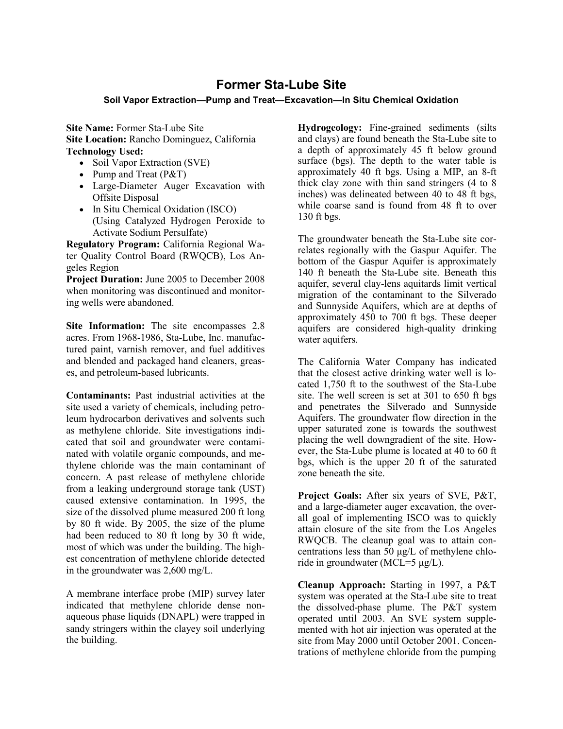# Former Sta-Lube Site

### Soil Vapor Extraction—Pump and Treat—Excavation—In Situ Chemical Oxidation

**Site Name:** Former Sta-Lube Site
**Site Location:** Rancho Dominguez, California
**Technology Used:**

- Soil Vapor Extraction (SVE)
- Pump and Treat (P&T)
- Large-Diameter Auger Excavation with Offsite Disposal
- In Situ Chemical Oxidation (ISCO) (Using Catalyzed Hydrogen Peroxide to Activate Sodium Persulfate)

**Regulatory Program:** California Regional Water Quality Control Board (RWQCB), Los Angeles Region
**Project Duration:** June 2005 to December 2008 when monitoring was discontinued and monitoring wells were abandoned.

**Site Information:** The site encompasses 2.8 acres. From 1968-1986, Sta-Lube, Inc. manufactured paint, varnish remover, and fuel additives and blended and packaged hand cleaners, greases, and petroleum-based lubricants.

**Contaminants:** Past industrial activities at the site used a variety of chemicals, including petroleum hydrocarbon derivatives and solvents such as methylene chloride. Site investigations indicated that soil and groundwater were contaminated with volatile organic compounds, and methylene chloride was the main contaminant of concern. A past release of methylene chloride from a leaking underground storage tank (UST) caused extensive contamination. In 1995, the size of the dissolved plume measured 200 ft long by 80 ft wide. By 2005, the size of the plume had been reduced to 80 ft long by 30 ft wide, most of which was under the building. The highest concentration of methylene chloride detected in the groundwater was 2,600 mg/L.

A membrane interface probe (MIP) survey later indicated that methylene chloride dense nonaqueous phase liquids (DNAPL) were trapped in sandy stringers within the clayey soil underlying the building.

**Hydrogeology:** Fine-grained sediments (silts and clays) are found beneath the Sta-Lube site to a depth of approximately 45 ft below ground surface (bgs). The depth to the water table is approximately 40 ft bgs. Using a MIP, an 8-ft thick clay zone with thin sand stringers (4 to 8 inches) was delineated between 40 to 48 ft bgs, while coarse sand is found from 48 ft to over 130 ft bgs.

The groundwater beneath the Sta-Lube site correlates regionally with the Gaspur Aquifer. The bottom of the Gaspur Aquifer is approximately 140 ft beneath the Sta-Lube site. Beneath this aquifer, several clay-lens aquitards limit vertical migration of the contaminant to the Silverado and Sunnyside Aquifers, which are at depths of approximately 450 to 700 ft bgs. These deeper aquifers are considered high-quality drinking water aquifers.

The California Water Company has indicated that the closest active drinking water well is located 1,750 ft to the southwest of the Sta-Lube site. The well screen is set at 301 to 650 ft bgs and penetrates the Silverado and Sunnyside Aquifers. The groundwater flow direction in the upper saturated zone is towards the southwest placing the well downgradient of the site. However, the Sta-Lube plume is located at 40 to 60 ft bgs, which is the upper 20 ft of the saturated zone beneath the site.

**Project Goals:** After six years of SVE, P&T, and a large-diameter auger excavation, the overall goal of implementing ISCO was to quickly attain closure of the site from the Los Angeles RWQCB. The cleanup goal was to attain concentrations less than 50 μg/L of methylene chloride in groundwater (MCL=5 μg/L).

**Cleanup Approach:** Starting in 1997, a P&T system was operated at the Sta-Lube site to treat the dissolved-phase plume. The P&T system operated until 2003. An SVE system supplemented with hot air injection was operated at the site from May 2000 until October 2001. Concentrations of methylene chloride from the pumping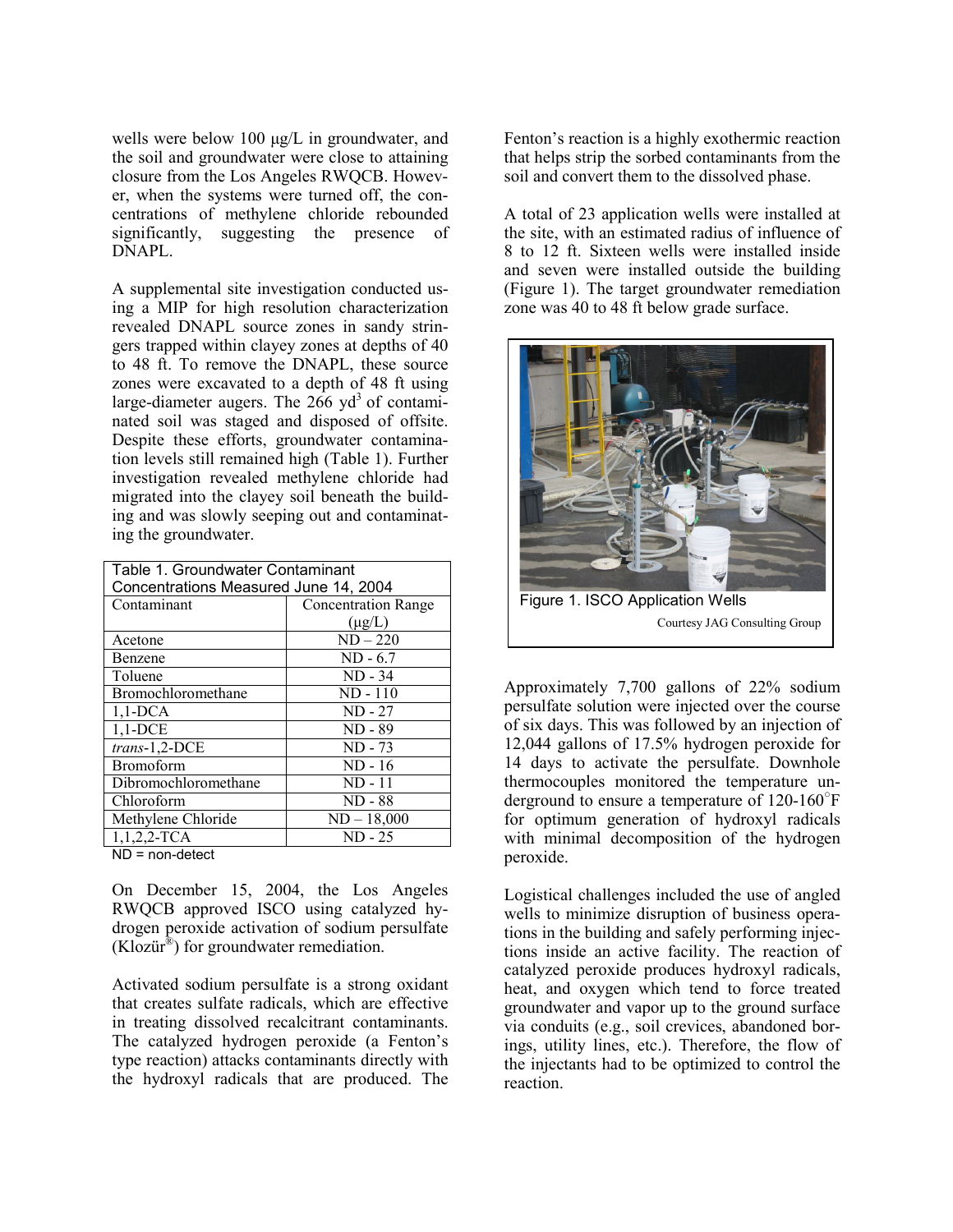wells were below 100 μg/L in groundwater, and the soil and groundwater were close to attaining closure from the Los Angeles RWQCB. However, when the systems were turned off, the concentrations of methylene chloride rebounded significantly, suggesting the presence of DNAPL.

A supplemental site investigation conducted using a MIP for high resolution characterization revealed DNAPL source zones in sandy stringers trapped within clayey zones at depths of 40 to 48 ft. To remove the DNAPL, these source zones were excavated to a depth of 48 ft using large-diameter augers. The 266 $yd^3$ of contaminated soil was staged and disposed of offsite. Despite these efforts, groundwater contamination levels still remained high (Table 1). Further investigation revealed methylene chloride had migrated into the clayey soil beneath the building and was slowly seeping out and contaminating the groundwater.

Table 1. Groundwater Contaminant Concentrations Measured June 14, 2004

| Contaminant | Concentration Range (μg/L) |
|---|---|
| Acetone | ND – 220 |
| Benzene | ND - 6.7 |
| Toluene | ND - 34 |
| Bromochloromethane | ND - 110 |
| 1,1-DCA | ND - 27 |
| 1,1-DCE | ND - 89 |
| *trans*-1,2-DCE | ND - 73 |
| Bromoform | ND - 16 |
| Dibromochloromethane | ND - 11 |
| Chloroform | ND - 88 |
| Methylene Chloride | ND – 18,000 |
| 1,1,2,2-TCA | ND - 25 |

ND = non-detect

On December 15, 2004, the Los Angeles RWQCB approved ISCO using catalyzed hydrogen peroxide activation of sodium persulfate (Klozür®) for groundwater remediation.

Activated sodium persulfate is a strong oxidant that creates sulfate radicals, which are effective in treating dissolved recalcitrant contaminants. The catalyzed hydrogen peroxide (a Fenton's type reaction) attacks contaminants directly with the hydroxyl radicals that are produced. The Fenton's reaction is a highly exothermic reaction that helps strip the sorbed contaminants from the soil and convert them to the dissolved phase.

A total of 23 application wells were installed at the site, with an estimated radius of influence of 8 to 12 ft. Sixteen wells were installed inside and seven were installed outside the building (Figure 1). The target groundwater remediation zone was 40 to 48 ft below grade surface.

Figure 1. ISCO Application Wells

Courtesy JAG Consulting Group

Approximately 7,700 gallons of 22% sodium persulfate solution were injected over the course of six days. This was followed by an injection of 12,044 gallons of 17.5% hydrogen peroxide for 14 days to activate the persulfate. Downhole thermocouples monitored the temperature underground to ensure a temperature of 120-160°F for optimum generation of hydroxyl radicals with minimal decomposition of the hydrogen peroxide.

Logistical challenges included the use of angled wells to minimize disruption of business operations in the building and safely performing injections inside an active facility. The reaction of catalyzed peroxide produces hydroxyl radicals, heat, and oxygen which tend to force treated groundwater and vapor up to the ground surface via conduits (e.g., soil crevices, abandoned borings, utility lines, etc.). Therefore, the flow of the injectants had to be optimized to control the reaction.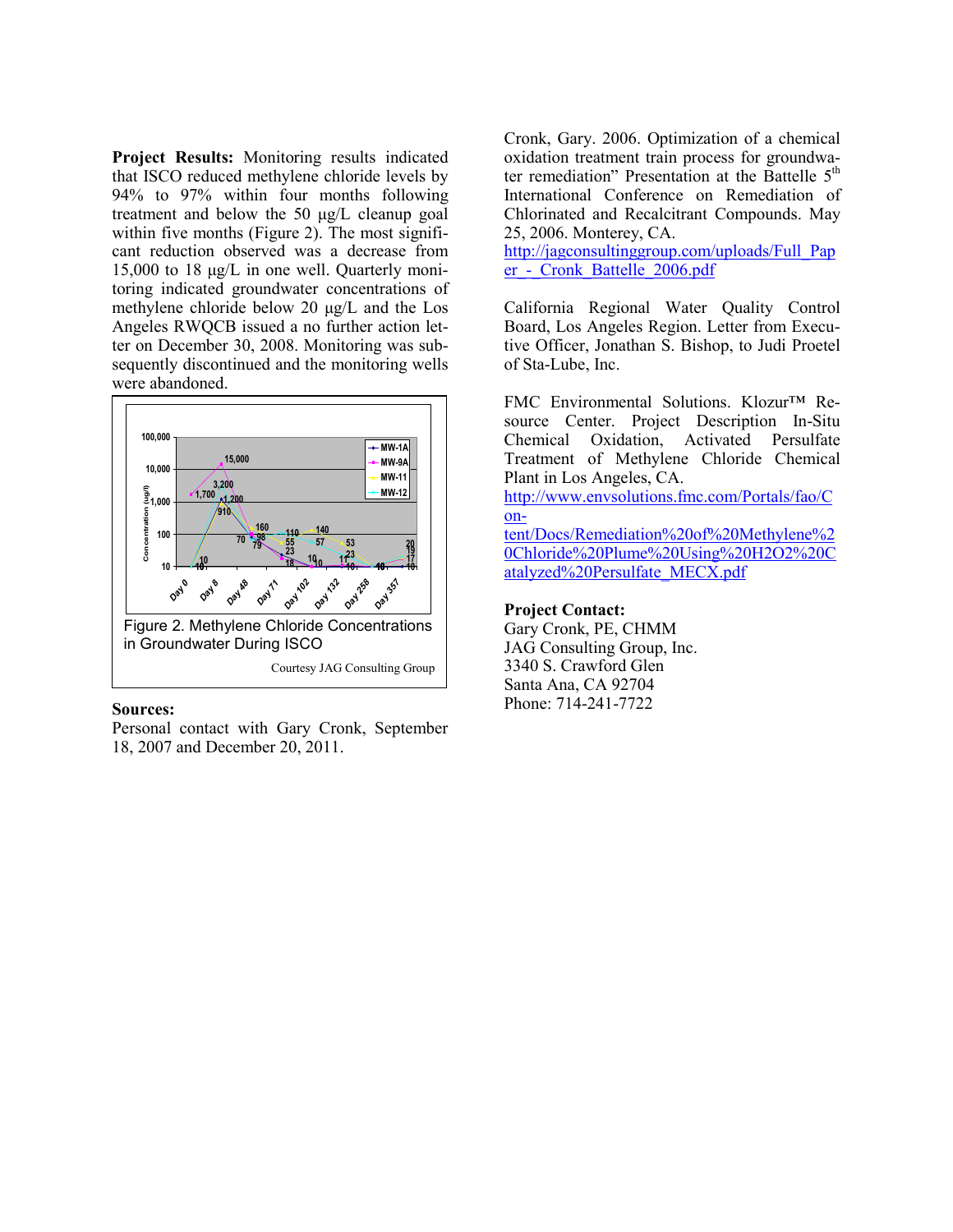**Project Results:** Monitoring results indicated that ISCO reduced methylene chloride levels by 94% to 97% within four months following treatment and below the 50 µg/L cleanup goal within five months (Figure 2). The most significant reduction observed was a decrease from 15,000 to 18 µg/L in one well. Quarterly monitoring indicated groundwater concentrations of methylene chloride below 20 µg/L and the Los Angeles RWQCB issued a no further action letter on December 30, 2008. Monitoring was subsequently discontinued and the monitoring wells were abandoned.

100,000
10,000
1,000
100
10
Concentration (ug/l)
Day 0
Day 8
Day 48
Day 71
Day 102
Day 132
Day 258
Day 357
MW-1A
MW-9A
MW-11
MW-12
15,000
3,200
1,700
1,200
910
160
70
98
79
110
55
23
18
140
57
10
10
53
23
11
10
10
10
10
18
20
19
17
10

Figure 2. Methylene Chloride Concentrations in Groundwater During ISCO

Courtesy JAG Consulting Group

**Sources:**

Personal contact with Gary Cronk, September 18, 2007 and December 20, 2011.

Cronk, Gary. 2006. Optimization of a chemical oxidation treatment train process for groundwater remediation" Presentation at the Battelle 5th International Conference on Remediation of Chlorinated and Recalcitrant Compounds. May 25, 2006. Monterey, CA. http://jagconsultinggroup.com/uploads/Full_Paper_-_Cronk_Battelle_2006.pdf

California Regional Water Quality Control Board, Los Angeles Region. Letter from Executive Officer, Jonathan S. Bishop, to Judi Proetel of Sta-Lube, Inc.

FMC Environmental Solutions. Klozur™ Resource Center. Project Description In-Situ Chemical Oxidation, Activated Persulfate Treatment of Methylene Chloride Chemical Plant in Los Angeles, CA. http://www.envsolutions.fmc.com/Portals/fao/Content/Docs/Remediation%20of%20Methylene%20Chloride%20Plume%20Using%20H2O2%20Catalyzed%20Persulfate_MECX.pdf

**Project Contact:**
Gary Cronk, PE, CHMM
JAG Consulting Group, Inc.
3340 S. Crawford Glen
Santa Ana, CA 92704
Phone: 714-241-7722